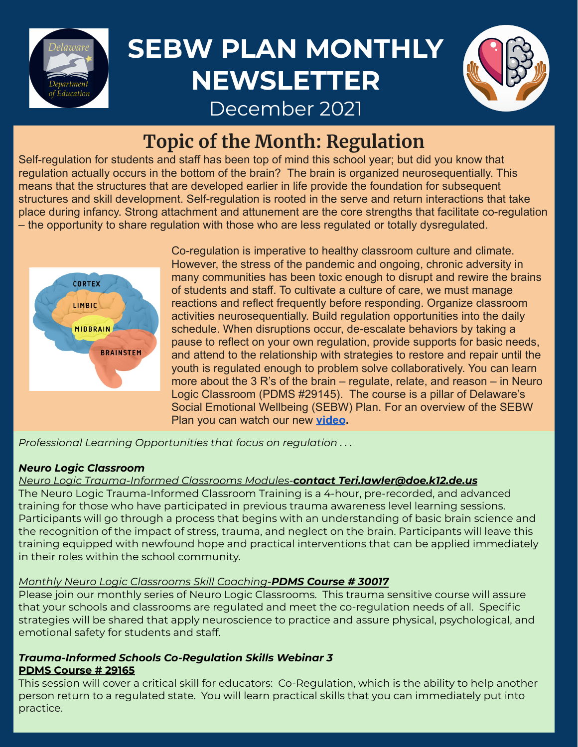# SEBW PLAN MONTHLY NEWSLETTER

December 2021

## Topic of the Month: Regulation

Self-regulation for students and staff has been top of mind this school year; but did you know that regulation actually occurs in the bottom of the brain? The brain is organized neurosequentially. This means that the structures that are developed earlier in life provide the foundation for subsequent structures and skill development. Self-regulation is rooted in the serve and return interactions that take place during infancy. Strong attachment and attunement are the core strengths that facilitate co-regulation – the opportunity to share regulation with those who are less regulated or totally dysregulated.

Co-regulation is imperative to healthy classroom culture and climate. However, the stress of the pandemic and ongoing, chronic adversity in many communities has been toxic enough to disrupt and rewire the brains of students and staff. To cultivate a culture of care, we must manage reactions and reflect frequently before responding. Organize classroom activities neurosequentially. Build regulation opportunities into the daily schedule. When disruptions occur, de-escalate behaviors by taking a pause to reflect on your own regulation, provide supports for basic needs, and attend to the relationship with strategies to restore and repair until the youth is regulated enough to problem solve collaboratively. You can learn more about the 3 R's of the brain – regulate, relate, and reason – in Neuro Logic Classroom (PDMS #29145). The course is a pillar of Delaware's Social Emotional Wellbeing (SEBW) Plan. For an overview of the SEBW Plan you can watch our new **video.**

*Professional Learning Opportunities that focus on regulation . . .*

***Neuro Logic Classroom***

*Neuro Logic Trauma-Informed Classrooms Modules-**contact Teri.lawler@doe.k12.de.us***

The Neuro Logic Trauma-Informed Classroom Training is a 4-hour, pre-recorded, and advanced training for those who have participated in previous trauma awareness level learning sessions. Participants will go through a process that begins with an understanding of basic brain science and the recognition of the impact of stress, trauma, and neglect on the brain. Participants will leave this training equipped with newfound hope and practical interventions that can be applied immediately in their roles within the school community.

*Monthly Neuro Logic Classrooms Skill Coaching-**PDMS Course # 30017***

Please join our monthly series of Neuro Logic Classrooms. This trauma sensitive course will assure that your schools and classrooms are regulated and meet the co-regulation needs of all. Specific strategies will be shared that apply neuroscience to practice and assure physical, psychological, and emotional safety for students and staff.

***Trauma-Informed Schools Co-Regulation Skills Webinar 3***
**PDMS Course # 29165**

This session will cover a critical skill for educators: Co-Regulation, which is the ability to help another person return to a regulated state. You will learn practical skills that you can immediately put into practice.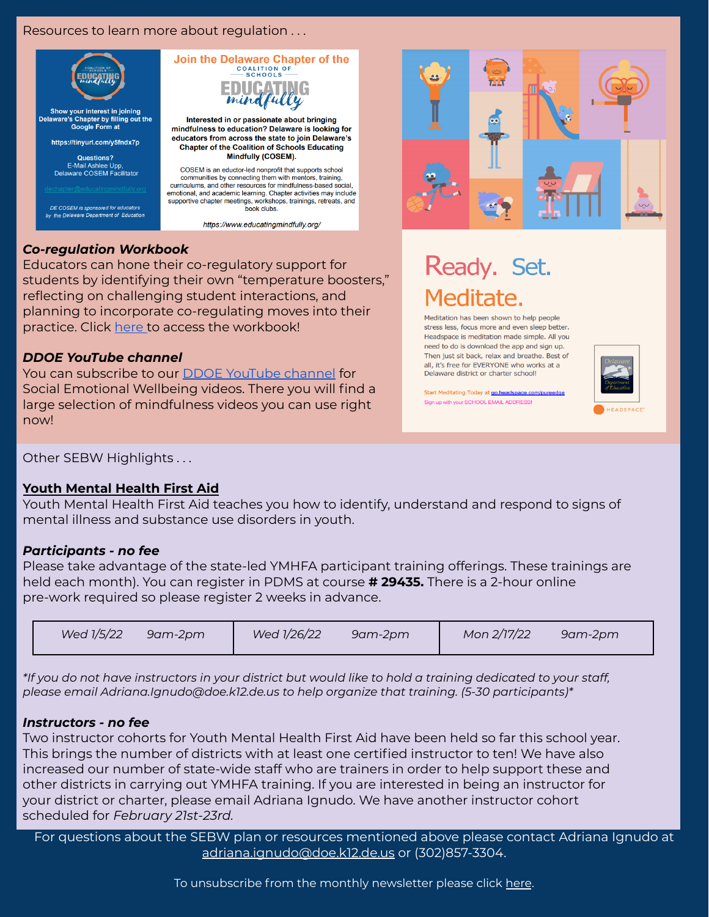Resources to learn more about regulation . . .

Show your interest in joining Delaware's Chapter by filling out the Google Form at

https://tinyurl.com/y5fndx7p

Questions?
E-Mail Ashlee Upp,
Delaware COSEM Facilitator

dechapter@educatingmindfully.org

DE COSEM is sponsored for educators by the Delaware Department of Education

Join the Delaware Chapter of the COALITION OF SCHOOLS EDUCATING mindfully

Interested in or passionate about bringing mindfulness to education? Delaware is looking for educators from across the state to join Delaware's Chapter of the Coalition of Schools Educating Mindfully (COSEM).

COSEM is an eductor-led nonprofit that supports school communities by connecting them with mentors, training, curriculums, and other resources for mindfulness-based social, emotional, and academic learning. Chapter activities may include supportive chapter meetings, workshops, trainings, retreats, and book clubs.

https://www.educatingmindfully.org/

***Co-regulation Workbook***

Educators can hone their co-regulatory support for students by identifying their own "temperature boosters," reflecting on challenging student interactions, and planning to incorporate co-regulating moves into their practice. Click here to access the workbook!

***DDOE YouTube channel***

You can subscribe to our DDOE YouTube channel for Social Emotional Wellbeing videos. There you will find a large selection of mindfulness videos you can use right now!

Ready. Set. Meditate.

Meditation has been shown to help people stress less, focus more and even sleep better. Headspace is meditation made simple. All you need to do is download the app and sign up. Then just sit back, relax and breathe. Best of all, it's free for EVERYONE who works at a Delaware district or charter school!

Start Meditating Today at go.headspace.com/pureedge

Sign up with your SCHOOL EMAIL ADDRESS!

HEADSPACE

Other SEBW Highlights . . .

**Youth Mental Health First Aid**

Youth Mental Health First Aid teaches you how to identify, understand and respond to signs of mental illness and substance use disorders in youth.

***Participants - no fee***

Please take advantage of the state-led YMHFA participant training offerings. These trainings are held each month). You can register in PDMS at course **# 29435.** There is a 2-hour online pre-work required so please register 2 weeks in advance.

| | | |
|---|---|---|
| *Wed 1/5/22 9am-2pm* | *Wed 1/26/22 9am-2pm* | *Mon 2/17/22 9am-2pm* |

*\*If you do not have instructors in your district but would like to hold a training dedicated to your staff, please email Adriana.Ignudo@doe.k12.de.us to help organize that training. (5-30 participants)\**

***Instructors - no fee***

Two instructor cohorts for Youth Mental Health First Aid have been held so far this school year. This brings the number of districts with at least one certified instructor to ten! We have also increased our number of state-wide staff who are trainers in order to help support these and other districts in carrying out YMHFA training. If you are interested in being an instructor for your district or charter, please email Adriana Ignudo. We have another instructor cohort scheduled for *February 21st-23rd.*

For questions about the SEBW plan or resources mentioned above please contact Adriana Ignudo at adriana.ignudo@doe.k12.de.us or (302)857-3304.

To unsubscribe from the monthly newsletter please click here.